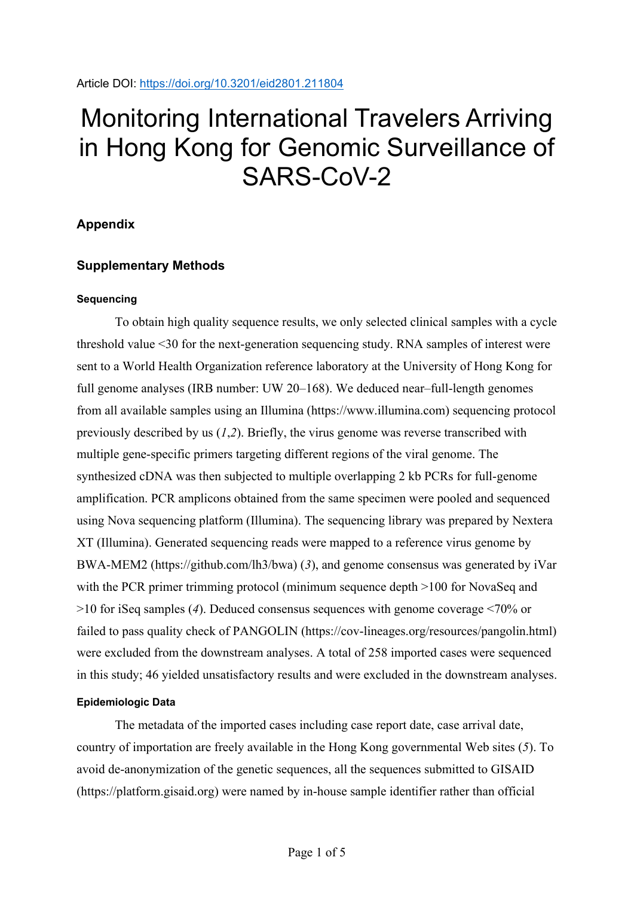Article DOI: https://doi.org/10.3201/eid2801.211804

# Monitoring International Travelers Arriving in Hong Kong for Genomic Surveillance of SARS-CoV-2

## Appendix

## Supplementary Methods

### Sequencing

To obtain high quality sequence results, we only selected clinical samples with a cycle threshold value <30 for the next-generation sequencing study. RNA samples of interest were sent to a World Health Organization reference laboratory at the University of Hong Kong for full genome analyses (IRB number: UW 20–168). We deduced near–full-length genomes from all available samples using an Illumina (https://www.illumina.com) sequencing protocol previously described by us (*1*,*2*). Briefly, the virus genome was reverse transcribed with multiple gene-specific primers targeting different regions of the viral genome. The synthesized cDNA was then subjected to multiple overlapping 2 kb PCRs for full-genome amplification. PCR amplicons obtained from the same specimen were pooled and sequenced using Nova sequencing platform (Illumina). The sequencing library was prepared by Nextera XT (Illumina). Generated sequencing reads were mapped to a reference virus genome by BWA-MEM2 (https://github.com/lh3/bwa) (*3*), and genome consensus was generated by iVar with the PCR primer trimming protocol (minimum sequence depth >100 for NovaSeq and >10 for iSeq samples (*4*). Deduced consensus sequences with genome coverage <70% or failed to pass quality check of PANGOLIN (https://cov-lineages.org/resources/pangolin.html) were excluded from the downstream analyses. A total of 258 imported cases were sequenced in this study; 46 yielded unsatisfactory results and were excluded in the downstream analyses.

### Epidemiologic Data

The metadata of the imported cases including case report date, case arrival date, country of importation are freely available in the Hong Kong governmental Web sites (*5*). To avoid de-anonymization of the genetic sequences, all the sequences submitted to GISAID (https://platform.gisaid.org) were named by in-house sample identifier rather than official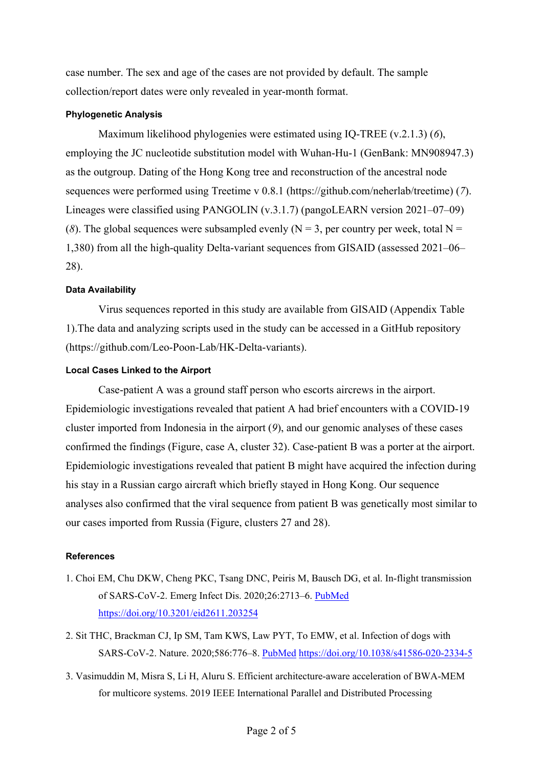case number. The sex and age of the cases are not provided by default. The sample collection/report dates were only revealed in year-month format.

### Phylogenetic Analysis

Maximum likelihood phylogenies were estimated using IQ-TREE (v.2.1.3) (*6*), employing the JC nucleotide substitution model with Wuhan-Hu-1 (GenBank: MN908947.3) as the outgroup. Dating of the Hong Kong tree and reconstruction of the ancestral node sequences were performed using Treetime v 0.8.1 (https://github.com/neherlab/treetime) (*7*). Lineages were classified using PANGOLIN (v.3.1.7) (pangoLEARN version 2021–07–09) (*8*). The global sequences were subsampled evenly (N = 3, per country per week, total N = 1,380) from all the high-quality Delta-variant sequences from GISAID (assessed 2021–06–28).

### Data Availability

Virus sequences reported in this study are available from GISAID (Appendix Table 1).The data and analyzing scripts used in the study can be accessed in a GitHub repository (https://github.com/Leo-Poon-Lab/HK-Delta-variants).

### Local Cases Linked to the Airport

Case-patient A was a ground staff person who escorts aircrews in the airport. Epidemiologic investigations revealed that patient A had brief encounters with a COVID-19 cluster imported from Indonesia in the airport (*9*), and our genomic analyses of these cases confirmed the findings (Figure, case A, cluster 32). Case-patient B was a porter at the airport. Epidemiologic investigations revealed that patient B might have acquired the infection during his stay in a Russian cargo aircraft which briefly stayed in Hong Kong. Our sequence analyses also confirmed that the viral sequence from patient B was genetically most similar to our cases imported from Russia (Figure, clusters 27 and 28).

### References

1. Choi EM, Chu DKW, Cheng PKC, Tsang DNC, Peiris M, Bausch DG, et al. In-flight transmission of SARS-CoV-2. Emerg Infect Dis. 2020;26:2713–6. PubMed https://doi.org/10.3201/eid2611.203254
2. Sit THC, Brackman CJ, Ip SM, Tam KWS, Law PYT, To EMW, et al. Infection of dogs with SARS-CoV-2. Nature. 2020;586:776–8. PubMed https://doi.org/10.1038/s41586-020-2334-5
3. Vasimuddin M, Misra S, Li H, Aluru S. Efficient architecture-aware acceleration of BWA-MEM for multicore systems. 2019 IEEE International Parallel and Distributed Processing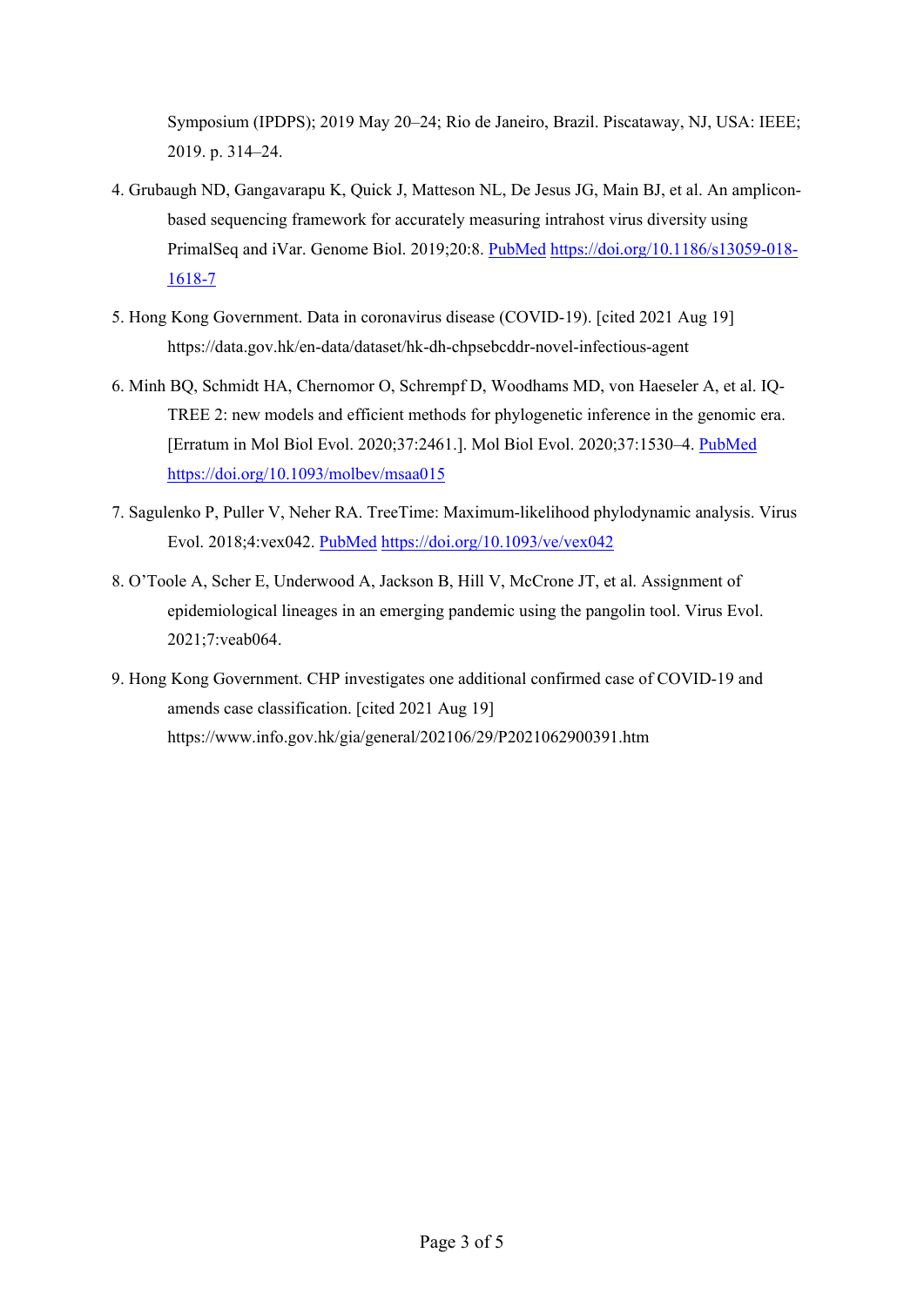Symposium (IPDPS); 2019 May 20–24; Rio de Janeiro, Brazil. Piscataway, NJ, USA: IEEE; 2019. p. 314–24.

4. Grubaugh ND, Gangavarapu K, Quick J, Matteson NL, De Jesus JG, Main BJ, et al. An amplicon-based sequencing framework for accurately measuring intrahost virus diversity using PrimalSeq and iVar. Genome Biol. 2019;20:8. PubMed https://doi.org/10.1186/s13059-018-1618-7

5. Hong Kong Government. Data in coronavirus disease (COVID-19). [cited 2021 Aug 19] https://data.gov.hk/en-data/dataset/hk-dh-chpsebcddr-novel-infectious-agent

6. Minh BQ, Schmidt HA, Chernomor O, Schrempf D, Woodhams MD, von Haeseler A, et al. IQ-TREE 2: new models and efficient methods for phylogenetic inference in the genomic era. [Erratum in Mol Biol Evol. 2020;37:2461.]. Mol Biol Evol. 2020;37:1530–4. PubMed https://doi.org/10.1093/molbev/msaa015

7. Sagulenko P, Puller V, Neher RA. TreeTime: Maximum-likelihood phylodynamic analysis. Virus Evol. 2018;4:vex042. PubMed https://doi.org/10.1093/ve/vex042

8. O'Toole A, Scher E, Underwood A, Jackson B, Hill V, McCrone JT, et al. Assignment of epidemiological lineages in an emerging pandemic using the pangolin tool. Virus Evol. 2021;7:veab064.

9. Hong Kong Government. CHP investigates one additional confirmed case of COVID-19 and amends case classification. [cited 2021 Aug 19] https://www.info.gov.hk/gia/general/202106/29/P2021062900391.htm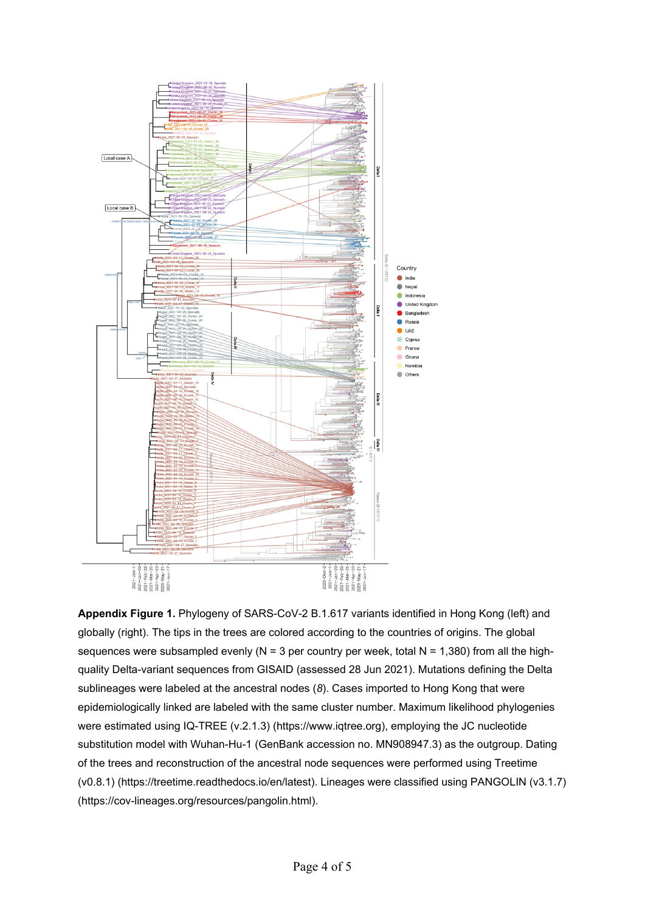**Appendix Figure 1.** Phylogeny of SARS-CoV-2 B.1.617 variants identified in Hong Kong (left) and globally (right). The tips in the trees are colored according to the countries of origins. The global sequences were subsampled evenly (N = 3 per country per week, total N = 1,380) from all the high-quality Delta-variant sequences from GISAID (assessed 28 Jun 2021). Mutations defining the Delta sublineages were labeled at the ancestral nodes (*8*). Cases imported to Hong Kong that were epidemiologically linked are labeled with the same cluster number. Maximum likelihood phylogenies were estimated using IQ-TREE (v.2.1.3) (https://www.iqtree.org), employing the JC nucleotide substitution model with Wuhan-Hu-1 (GenBank accession no. MN908947.3) as the outgroup. Dating of the trees and reconstruction of the ancestral node sequences were performed using Treetime (v0.8.1) (https://treetime.readthedocs.io/en/latest). Lineages were classified using PANGOLIN (v3.1.7) (https://cov-lineages.org/resources/pangolin.html).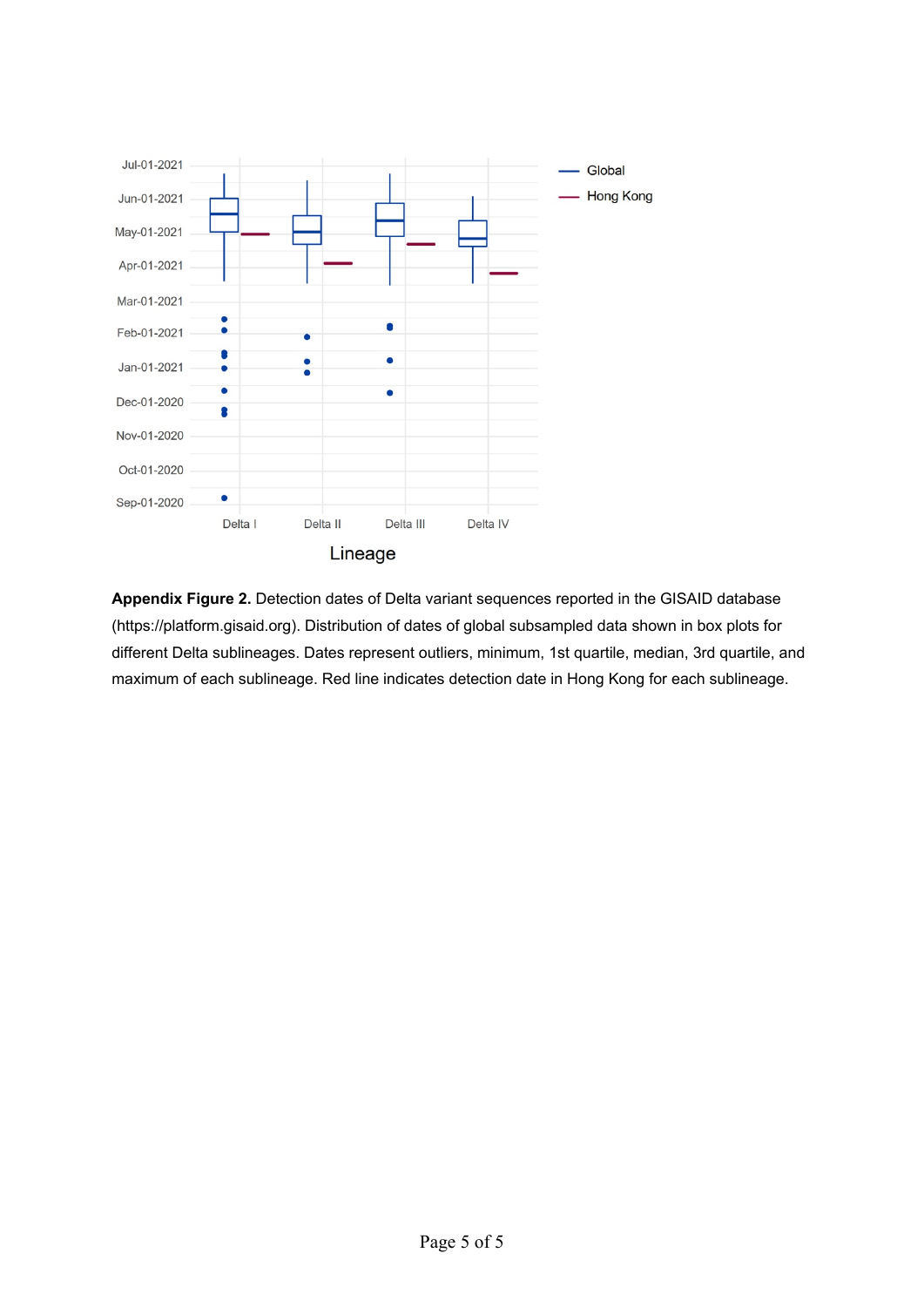Jul-01-2021
Jun-01-2021
May-01-2021
Apr-01-2021
Mar-01-2021
Feb-01-2021
Jan-01-2021
Dec-01-2020
Nov-01-2020
Oct-01-2020
Sep-01-2020

Delta I
Delta II
Delta III
Delta IV

Lineage

Global
Hong Kong

**Appendix Figure 2.** Detection dates of Delta variant sequences reported in the GISAID database (https://platform.gisaid.org). Distribution of dates of global subsampled data shown in box plots for different Delta sublineages. Dates represent outliers, minimum, 1st quartile, median, 3rd quartile, and maximum of each sublineage. Red line indicates detection date in Hong Kong for each sublineage.